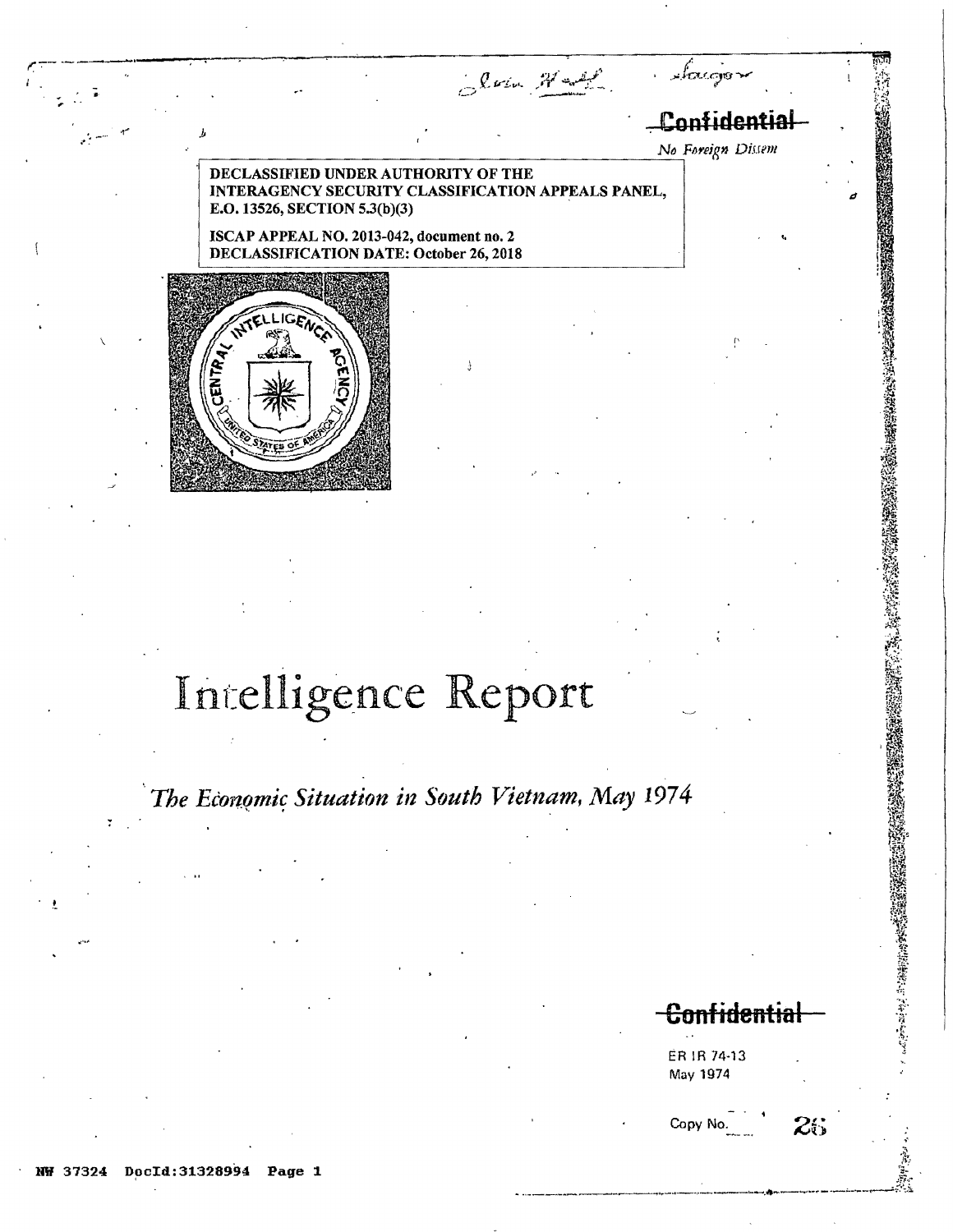Confidential

*No Foreign Dissem*

DECLASSIFIED UNDER AUTHORITY OF THE INTERAGENCY SECURITY CLASSIFICATION APPEALS PANEL, E.O. 13526, SECTION 5.3(b)(3)

ISCAP APPEAL NO. 2013-042, document no. 2
DECLASSIFICATION DATE: October 26, 2018

# Intelligence Report

## *The Economic Situation in South Vietnam, May 1974*

Confidential

ER IR 74-13
May 1974

Copy No. 26

NW 37324 DocId:31328994 Page 1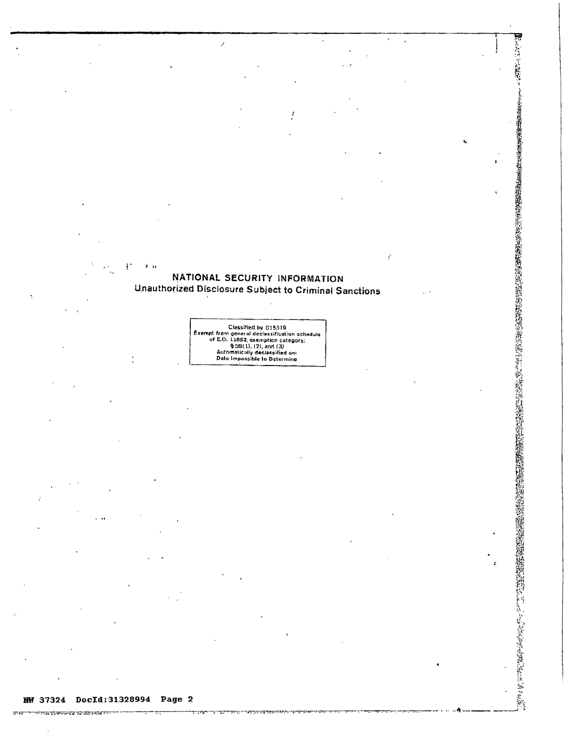**NATIONAL SECURITY INFORMATION**
**Unauthorized Disclosure Subject to Criminal Sanctions**

Classified by 015319
Exempt from general declassification schedule of E.O. 11652, exemption category: §5B(1), (2), and (3)
Automatically declassified on: Date Impossible to Determine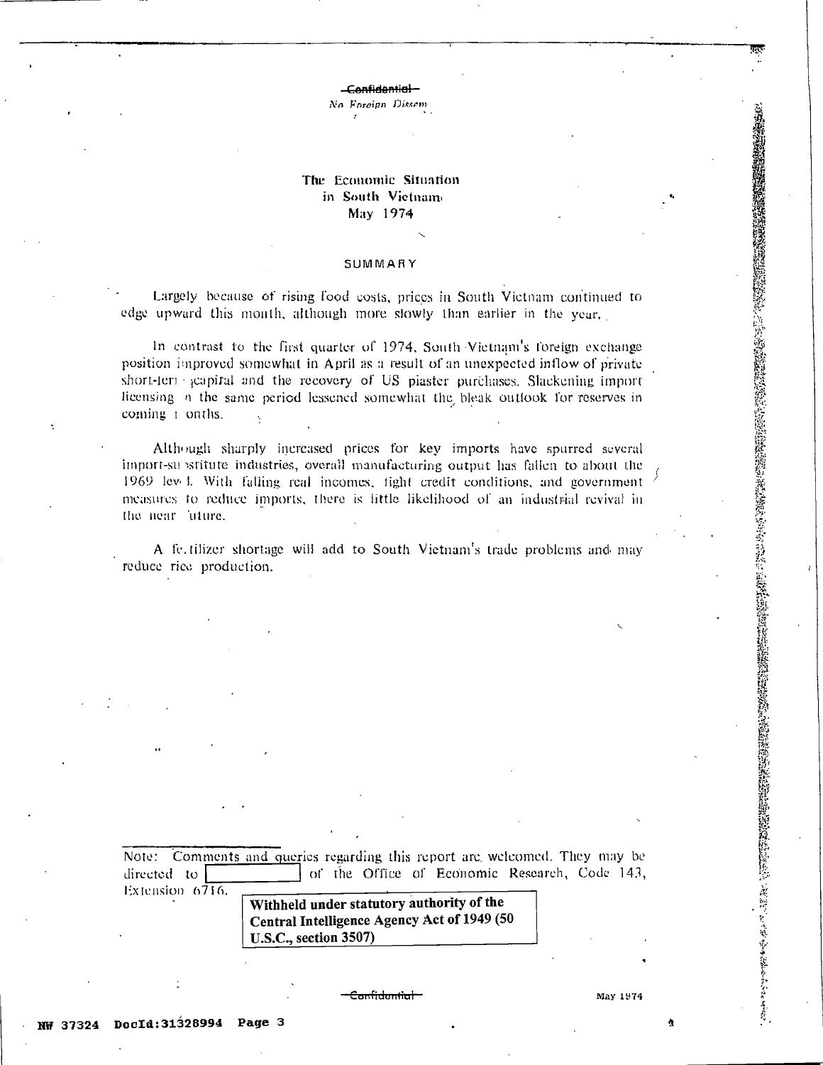Confidential
*No Foreign Dissem*

# The Economic Situation in South Vietnam May 1974

## SUMMARY

Largely because of rising food costs, prices in South Vietnam continued to edge upward this month, although more slowly than earlier in the year.

In contrast to the first quarter of 1974, South Vietnam's foreign exchange position improved somewhat in April as a result of an unexpected inflow of private short-term capital and the recovery of US piaster purchases. Slackening import licensing in the same period lessened somewhat the bleak outlook for reserves in coming months.

Although sharply increased prices for key imports have spurred several import-substitute industries, overall manufacturing output has fallen to about the 1969 level. With falling real incomes, tight credit conditions, and government measures to reduce imports, there is little likelihood of an industrial revival in the near future.

A fertilizer shortage will add to South Vietnam's trade problems and may reduce rice production.

Note: Comments and queries regarding this report are welcomed. They may be directed to [ ] of the Office of Economic Research, Code 143, Extension 6716.

**Withheld under statutory authority of the Central Intelligence Agency Act of 1949 (50 U.S.C., section 3507)**

Confidential

May 1974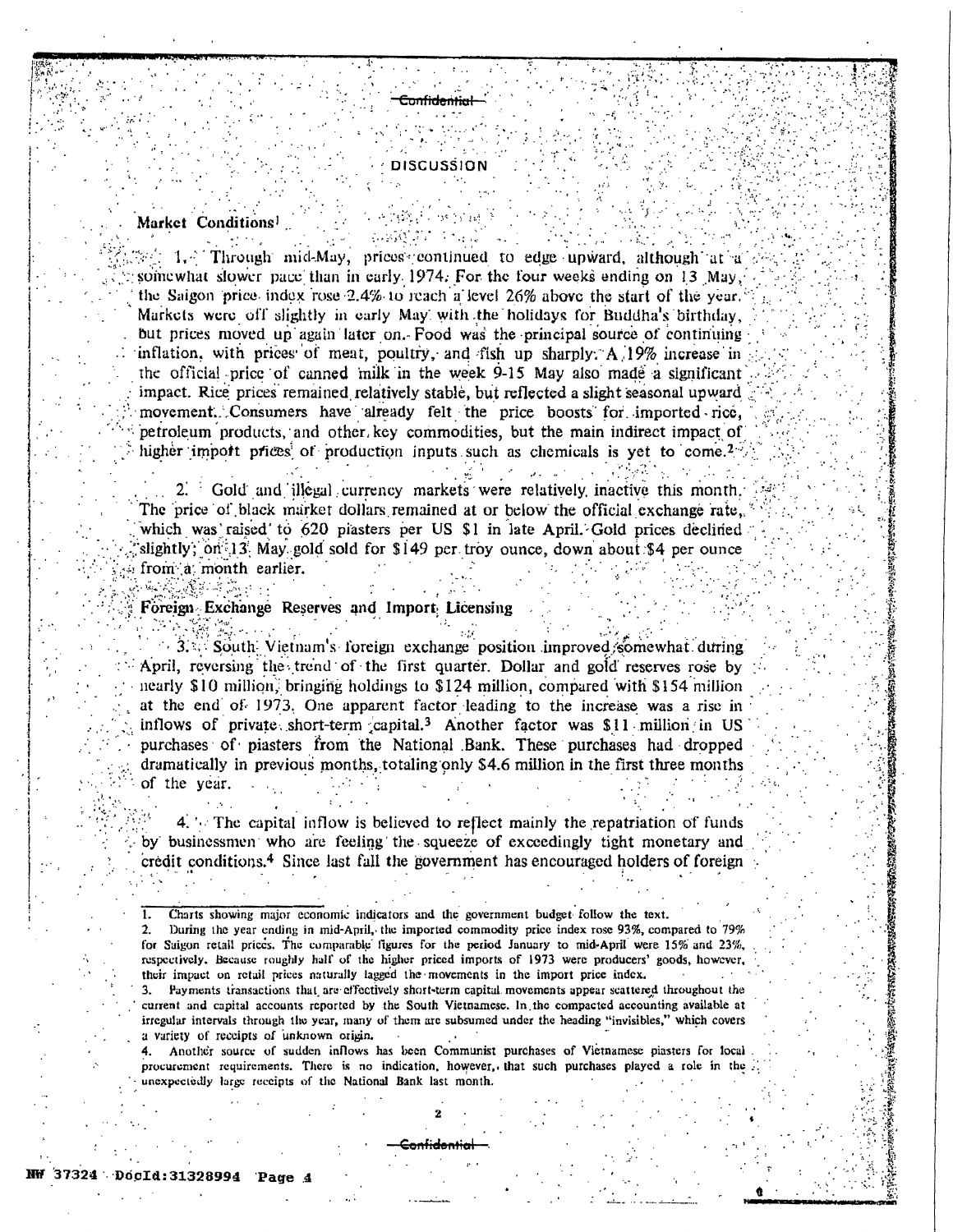## DISCUSSION

### Market Conditions[1]

1. Through mid-May, prices continued to edge upward, although at a somewhat slower pace than in early 1974. For the four weeks ending on 13 May, the Saigon price index rose 2.4% to reach a level 26% above the start of the year. Markets were off slightly in early May with the holidays for Buddha's birthday, but prices moved up again later on. Food was the principal source of continuing inflation, with prices of meat, poultry, and fish up sharply. A 19% increase in the official price of canned milk in the week 9-15 May also made a significant impact. Rice prices remained relatively stable, but reflected a slight seasonal upward movement. Consumers have already felt the price boosts for imported rice, petroleum products, and other key commodities, but the main indirect impact of higher import prices of production inputs such as chemicals is yet to come.[2]

2. Gold and illegal currency markets were relatively inactive this month. The price of black market dollars remained at or below the official exchange rate, which was raised to 620 piasters per US $1 in late April. Gold prices declined slightly; on 13 May gold sold for $149 per troy ounce, down about $4 per ounce from a month earlier.

### Foreign Exchange Reserves and Import Licensing

3. South Vietnam's foreign exchange position improved somewhat during April, reversing the trend of the first quarter. Dollar and gold reserves rose by nearly $10 million, bringing holdings to $124 million, compared with $154 million at the end of 1973. One apparent factor leading to the increase was a rise in inflows of private short-term capital.[3] Another factor was $11 million in US purchases of piasters from the National Bank. These purchases had dropped dramatically in previous months, totaling only $4.6 million in the first three months of the year.

4. The capital inflow is believed to reflect mainly the repatriation of funds by businessmen who are feeling the squeeze of exceedingly tight monetary and credit conditions.[4] Since last fall the government has encouraged holders of foreign

---

1. Charts showing major economic indicators and the government budget follow the text.
2. During the year ending in mid-April, the imported commodity price index rose 93%, compared to 79% for Saigon retail prices. The comparable figures for the period January to mid-April were 15% and 23%, respectively. Because roughly half of the higher priced imports of 1973 were producers' goods, however, their impact on retail prices naturally lagged the movements in the import price index.
3. Payments transactions that are effectively short-term capital movements appear scattered throughout the current and capital accounts reported by the South Vietnamese. In the compacted accounting available at irregular intervals through the year, many of them are subsumed under the heading "invisibles," which covers a variety of receipts of unknown origin.
4. Another source of sudden inflows has been Communist purchases of Vietnamese piasters for local procurement requirements. There is no indication, however, that such purchases played a role in the unexpectedly large receipts of the National Bank last month.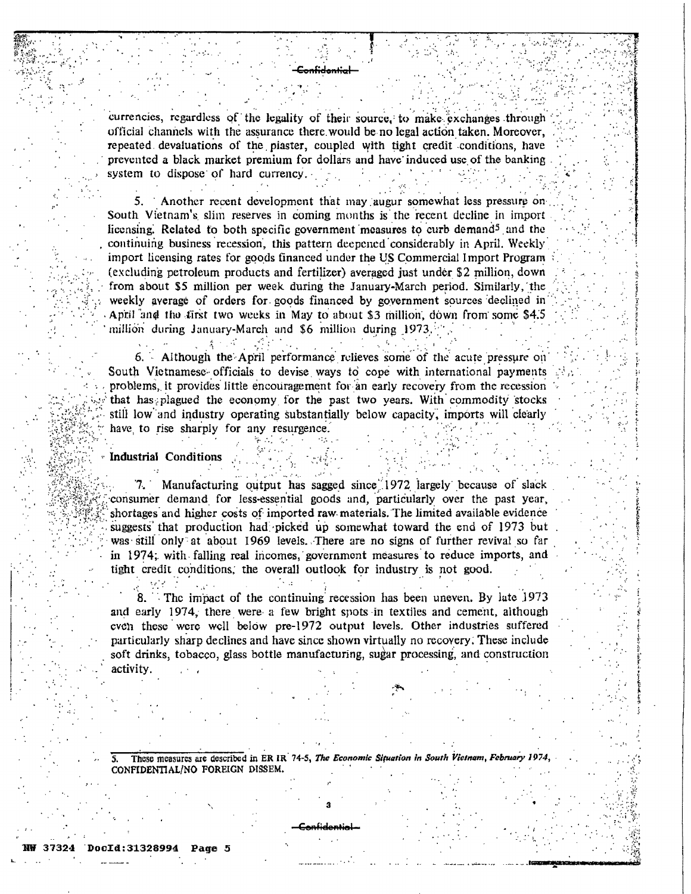currencies, regardless of the legality of their source, to make exchanges through official channels with the assurance there would be no legal action taken. Moreover, repeated devaluations of the piaster, coupled with tight credit conditions, have prevented a black market premium for dollars and have induced use of the banking system to dispose of hard currency.

5. Another recent development that may augur somewhat less pressure on South Vietnam's slim reserves in coming months is the recent decline in import licensing. Related to both specific government measures to curb demand[5] and the continuing business recession, this pattern deepened considerably in April. Weekly import licensing rates for goods financed under the US Commercial Import Program (excluding petroleum products and fertilizer) averaged just under $2 million, down from about $5 million per week during the January-March period. Similarly, the weekly average of orders for goods financed by government sources declined in April and the first two weeks in May to about $3 million, down from some $4.5 million during January-March and $6 million during 1973.

6. Although the April performance relieves some of the acute pressure on South Vietnamese officials to devise ways to cope with international payments problems, it provides little encouragement for an early recovery from the recession that has plagued the economy for the past two years. With commodity stocks still low and industry operating substantially below capacity, imports will clearly have to rise sharply for any resurgence.

**Industrial Conditions**

7. Manufacturing output has sagged since 1972 largely because of slack consumer demand for less-essential goods and, particularly over the past year, shortages and higher costs of imported raw materials. The limited available evidence suggests that production had picked up somewhat toward the end of 1973 but was still only at about 1969 levels. There are no signs of further revival so far in 1974; with falling real incomes, government measures to reduce imports, and tight credit conditions, the overall outlook for industry is not good.

8. The impact of the continuing recession has been uneven. By late 1973 and early 1974, there were a few bright spots in textiles and cement, although even these were well below pre-1972 output levels. Other industries suffered particularly sharp declines and have since shown virtually no recovery. These include soft drinks, tobacco, glass bottle manufacturing, sugar processing, and construction activity.

---

5. These measures are described in ER IR 74-5, *The Economic Situation in South Vietnam, February 1974*, CONFIDENTIAL/NO FOREIGN DISSEM.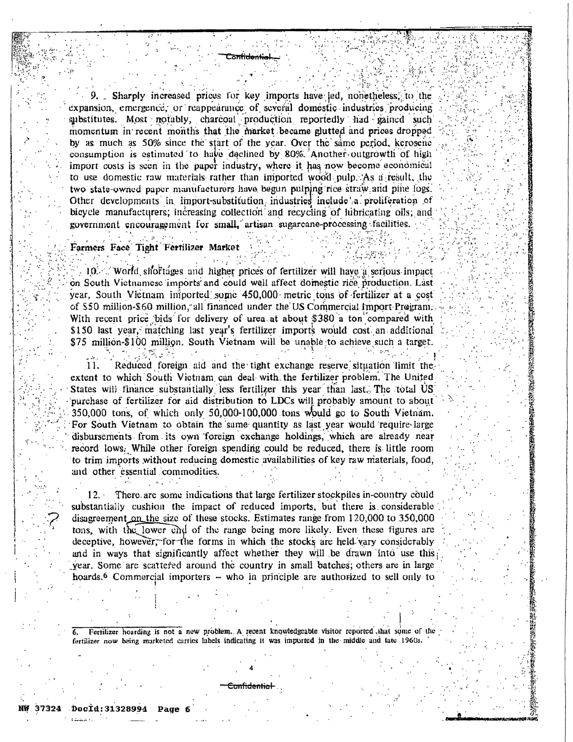9. Sharply increased prices for key imports have led, nonetheless, to the expansion, emergence, or reappearance of several domestic industries producing substitutes. Most notably, charcoal production reportedly had gained such momentum in recent months that the market became glutted and prices dropped by as much as 50% since the start of the year. Over the same period, kerosene consumption is estimated to have declined by 80%. Another outgrowth of high import costs is seen in the paper industry, where it has now become economical to use domestic raw materials rather than imported wood pulp. As a result, the two state-owned paper manufacturers have begun pulping rice straw and pine logs. Other developments in import-substitution industries include a proliferation of bicycle manufacturers; increasing collection and recycling of lubricating oils; and government encouragement for small, artisan sugarcane-processing facilities.

## Farmers Face Tight Fertilizer Market

10. World shortages and higher prices of fertilizer will have a serious impact on South Vietnamese imports and could well affect domestic rice production. Last year, South Vietnam imported some 450,000 metric tons of fertilizer at a cost of $50 million-$60 million, all financed under the US Commercial Import Program. With recent price bids for delivery of urea at about $380 a ton compared with $150 last year, matching last year's fertilizer imports would cost an additional $75 million-$100 million. South Vietnam will be unable to achieve such a target.

11. Reduced foreign aid and the tight exchange reserve situation limit the extent to which South Vietnam can deal with the fertilizer problem. The United States will finance substantially less fertilizer this year than last. The total US purchase of fertilizer for aid distribution to LDCs will probably amount to about 350,000 tons, of which only 50,000-100,000 tons would go to South Vietnam. For South Vietnam to obtain the same quantity as last year would require large disbursements from its own foreign exchange holdings, which are already near record lows. While other foreign spending could be reduced, there is little room to trim imports without reducing domestic availabilities of key raw materials, food, and other essential commodities.

12. There are some indications that large fertilizer stockpiles in-country could substantially cushion the impact of reduced imports, but there is considerable disagreement on the size of these stocks. Estimates range from 120,000 to 350,000 tons, with the lower end of the range being more likely. Even these figures are deceptive, however, for the forms in which the stocks are held vary considerably and in ways that significantly affect whether they will be drawn into use this year. Some are scattered around the country in small batches; others are in large hoards.[6] Commercial importers – who in principle are authorized to sell only to

6. Fertilizer hoarding is not a new problem. A recent knowledgeable visitor reported that some of the fertilizer now being marketed carries labels indicating it was imported in the middle and late 1960s.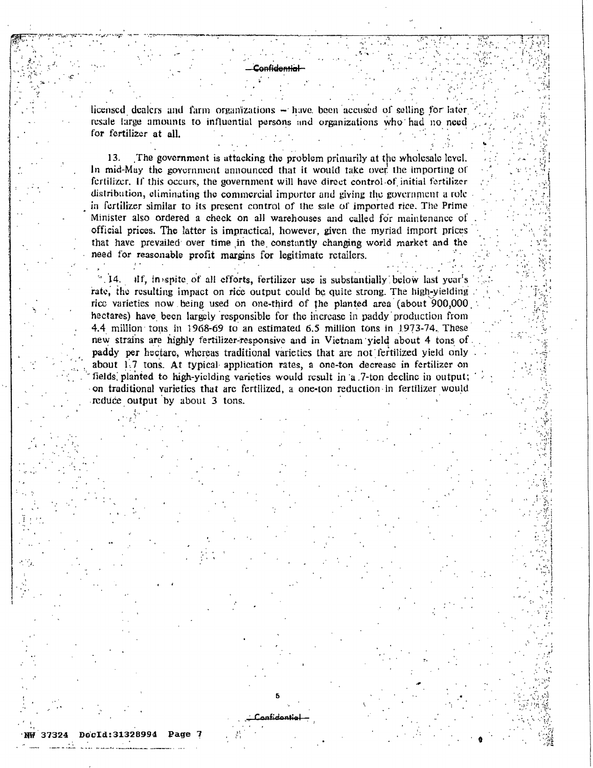licensed dealers and farm organizations — have been accused of selling for later resale large amounts to influential persons and organizations who had no need for fertilizer at all.

13. The government is attacking the problem primarily at the wholesale level. In mid-May the government announced that it would take over the importing of fertilizer. If this occurs, the government will have direct control of initial fertilizer distribution, eliminating the commercial importer and giving the government a role in fertilizer similar to its present control of the sale of imported rice. The Prime Minister also ordered a check on all warehouses and called for maintenance of official prices. The latter is impractical, however, given the myriad import prices that have prevailed over time in the constantly changing world market and the need for reasonable profit margins for legitimate retailers.

14. If, in spite of all efforts, fertilizer use is substantially below last year's rate, the resulting impact on rice output could be quite strong. The high-yielding rice varieties now being used on one-third of the planted area (about 900,000 hectares) have been largely responsible for the increase in paddy production from 4.4 million tons in 1968-69 to an estimated 6.5 million tons in 1973-74. These new strains are highly fertilizer-responsive and in Vietnam yield about 4 tons of paddy per hectare, whereas traditional varieties that are not fertilized yield only about 1.7 tons. At typical application rates, a one-ton decrease in fertilizer on fields planted to high-yielding varieties would result in a 7-ton decline in output; on traditional varieties that are fertilized, a one-ton reduction in fertilizer would reduce output by about 3 tons.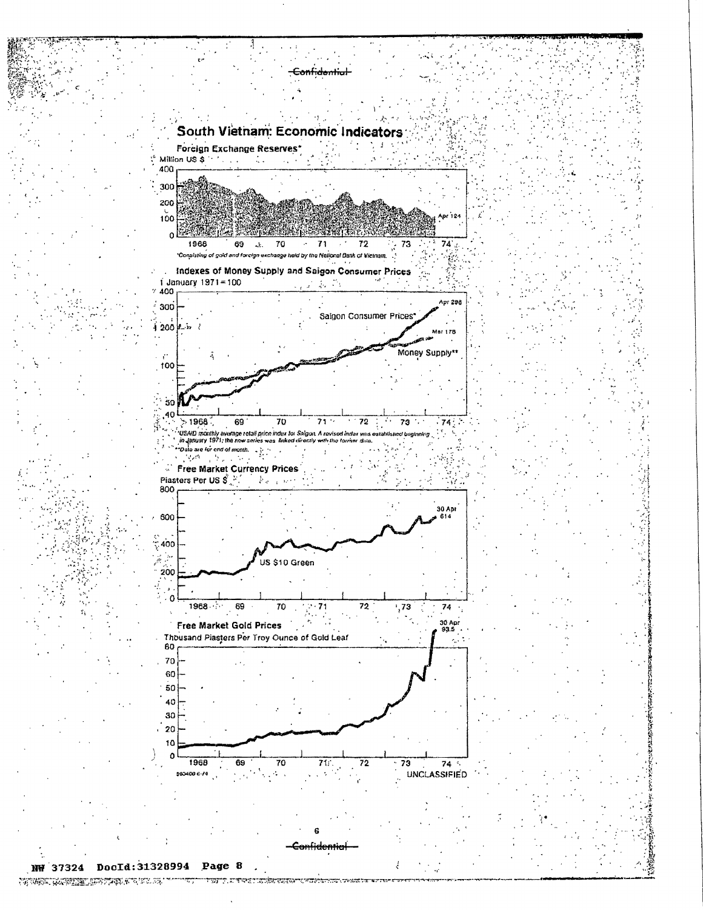# South Vietnam: Economic Indicators

## Foreign Exchange Reserves*

Million US $

400
300
200
100
0

1968 69 70 71 72 73 74

Apr 124

*Consisting of gold and foreign exchange held by the National Bank of Vietnam.

## Indexes of Money Supply and Saigon Consumer Prices

1 January 1971 = 100

400
300
200
100
50
40

Saigon Consumer Prices*

Apr 298

Mar 178

Money Supply**

1968 69 70 71 72 73 74

*USAID monthly average retail price index for Saigon. A revised index was established beginning in January 1971; the new series was linked directly with the former data.

**Data are for end of month.

## Free Market Currency Prices

Piasters Per US $

800
600
400
200
0

30 Apr 614

US $10 Green

1968 69 70 71 72 73 74

## Free Market Gold Prices

Thousand Piasters Per Troy Ounce of Gold Leaf

80
70
60
50
40
30
20
10
0

30 Apr 93.5

1968 69 70 71 72 73 74

563400 6-74

UNCLASSIFIED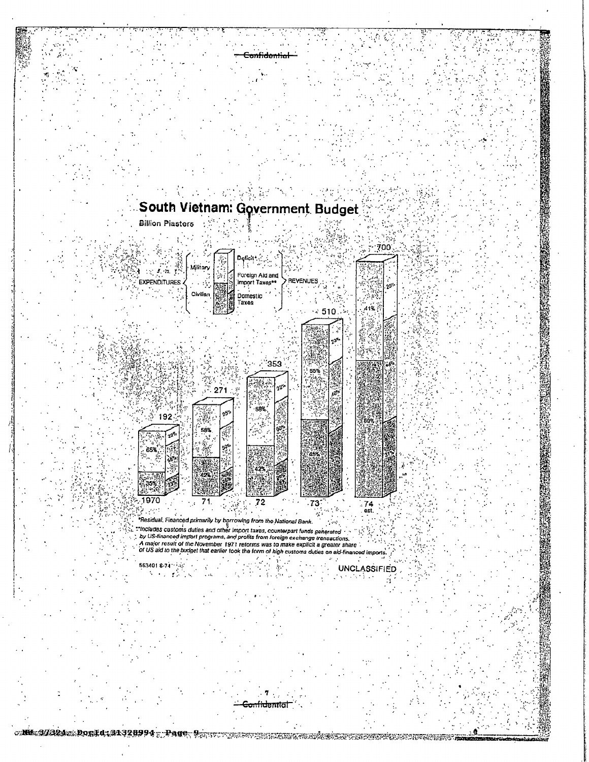~~Confidential~~

## South Vietnam: Government Budget

Billion Piasters

EXPENDITURES { Military / Civilian }

Deficit*

Foreign Aid and Import Taxes**

Domestic Taxes

} REVENUES

192

22%

65%

35%

271

25%

58%

42%

353

22%

58%

50%

42%

510

23%

55%

45%

700

25%

41%

44%

59%

1970

71

72

73

74 est.

*Residual. Financed primarily by borrowing from the National Bank.

**Includes customs duties and other import taxes, counterpart funds generated by US-financed import programs, and profits from foreign exchange transactions. A major result of the November 1971 reforms was to make explicit a greater share of US aid to the budget that earlier took the form of high customs duties on aid-financed imports.

563401 6-74

UNCLASSIFIED

~~Confidential~~